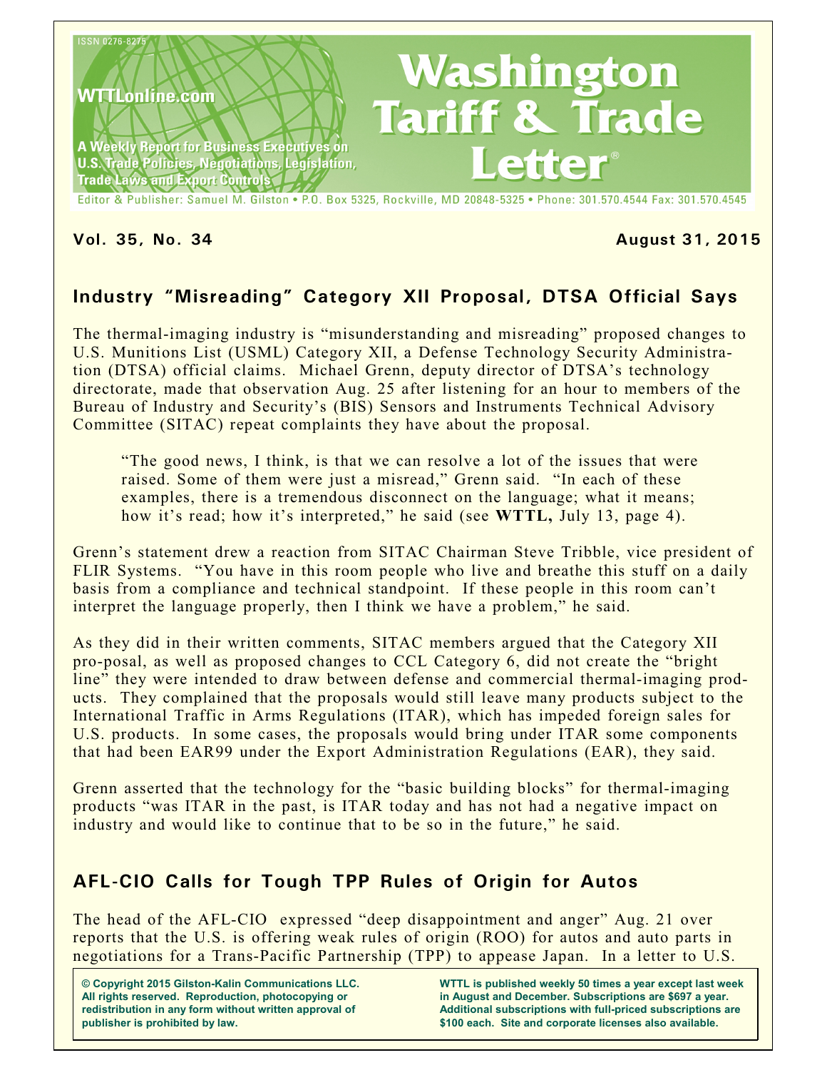ISSN 0276-8275

WTTLonline.com

A Weekly Report for Business Executives on U.S. Trade Policies, Negotiations, Legislation, Trade Laws and Export Controls

# Washington Tariff & Trade Letter®

Editor & Publisher: Samuel M. Gilston • P.O. Box 5325, Rockville, MD 20848-5325 • Phone: 301.570.4544 Fax: 301.570.4545

**Vol. 35, No. 34** **August 31, 2015**

## Industry "Misreading" Category XII Proposal, DTSA Official Says

The thermal-imaging industry is "misunderstanding and misreading" proposed changes to U.S. Munitions List (USML) Category XII, a Defense Technology Security Administration (DTSA) official claims. Michael Grenn, deputy director of DTSA's technology directorate, made that observation Aug. 25 after listening for an hour to members of the Bureau of Industry and Security's (BIS) Sensors and Instruments Technical Advisory Committee (SITAC) repeat complaints they have about the proposal.

> "The good news, I think, is that we can resolve a lot of the issues that were raised. Some of them were just a misread," Grenn said. "In each of these examples, there is a tremendous disconnect on the language; what it means; how it's read; how it's interpreted," he said (see **WTTL,** July 13, page 4).

Grenn's statement drew a reaction from SITAC Chairman Steve Tribble, vice president of FLIR Systems. "You have in this room people who live and breathe this stuff on a daily basis from a compliance and technical standpoint. If these people in this room can't interpret the language properly, then I think we have a problem," he said.

As they did in their written comments, SITAC members argued that the Category XII pro-posal, as well as proposed changes to CCL Category 6, did not create the "bright line" they were intended to draw between defense and commercial thermal-imaging products. They complained that the proposals would still leave many products subject to the International Traffic in Arms Regulations (ITAR), which has impeded foreign sales for U.S. products. In some cases, the proposals would bring under ITAR some components that had been EAR99 under the Export Administration Regulations (EAR), they said.

Grenn asserted that the technology for the "basic building blocks" for thermal-imaging products "was ITAR in the past, is ITAR today and has not had a negative impact on industry and would like to continue that to be so in the future," he said.

## AFL-CIO Calls for Tough TPP Rules of Origin for Autos

The head of the AFL-CIO expressed "deep disappointment and anger" Aug. 21 over reports that the U.S. is offering weak rules of origin (ROO) for autos and auto parts in negotiations for a Trans-Pacific Partnership (TPP) to appease Japan. In a letter to U.S.

**© Copyright 2015 Gilston-Kalin Communications LLC. All rights reserved. Reproduction, photocopying or redistribution in any form without written approval of publisher is prohibited by law.**

**WTTL is published weekly 50 times a year except last week in August and December. Subscriptions are $697 a year. Additional subscriptions with full-priced subscriptions are $100 each. Site and corporate licenses also available.**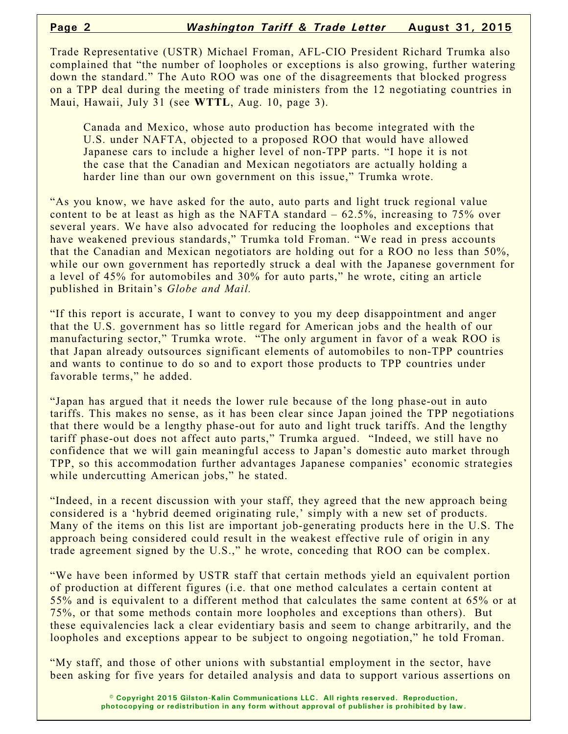Trade Representative (USTR) Michael Froman, AFL-CIO President Richard Trumka also complained that "the number of loopholes or exceptions is also growing, further watering down the standard." The Auto ROO was one of the disagreements that blocked progress on a TPP deal during the meeting of trade ministers from the 12 negotiating countries in Maui, Hawaii, July 31 (see **WTTL**, Aug. 10, page 3).

> Canada and Mexico, whose auto production has become integrated with the U.S. under NAFTA, objected to a proposed ROO that would have allowed Japanese cars to include a higher level of non-TPP parts. "I hope it is not the case that the Canadian and Mexican negotiators are actually holding a harder line than our own government on this issue," Trumka wrote.

"As you know, we have asked for the auto, auto parts and light truck regional value content to be at least as high as the NAFTA standard – 62.5%, increasing to 75% over several years. We have also advocated for reducing the loopholes and exceptions that have weakened previous standards," Trumka told Froman. "We read in press accounts that the Canadian and Mexican negotiators are holding out for a ROO no less than 50%, while our own government has reportedly struck a deal with the Japanese government for a level of 45% for automobiles and 30% for auto parts," he wrote, citing an article published in Britain's *Globe and Mail.*

"If this report is accurate, I want to convey to you my deep disappointment and anger that the U.S. government has so little regard for American jobs and the health of our manufacturing sector," Trumka wrote. "The only argument in favor of a weak ROO is that Japan already outsources significant elements of automobiles to non-TPP countries and wants to continue to do so and to export those products to TPP countries under favorable terms," he added.

"Japan has argued that it needs the lower rule because of the long phase-out in auto tariffs. This makes no sense, as it has been clear since Japan joined the TPP negotiations that there would be a lengthy phase-out for auto and light truck tariffs. And the lengthy tariff phase-out does not affect auto parts," Trumka argued. "Indeed, we still have no confidence that we will gain meaningful access to Japan's domestic auto market through TPP, so this accommodation further advantages Japanese companies' economic strategies while undercutting American jobs," he stated.

"Indeed, in a recent discussion with your staff, they agreed that the new approach being considered is a 'hybrid deemed originating rule,' simply with a new set of products. Many of the items on this list are important job-generating products here in the U.S. The approach being considered could result in the weakest effective rule of origin in any trade agreement signed by the U.S.," he wrote, conceding that ROO can be complex.

"We have been informed by USTR staff that certain methods yield an equivalent portion of production at different figures (i.e. that one method calculates a certain content at 55% and is equivalent to a different method that calculates the same content at 65% or at 75%, or that some methods contain more loopholes and exceptions than others). But these equivalencies lack a clear evidentiary basis and seem to change arbitrarily, and the loopholes and exceptions appear to be subject to ongoing negotiation," he told Froman.

"My staff, and those of other unions with substantial employment in the sector, have been asking for five years for detailed analysis and data to support various assertions on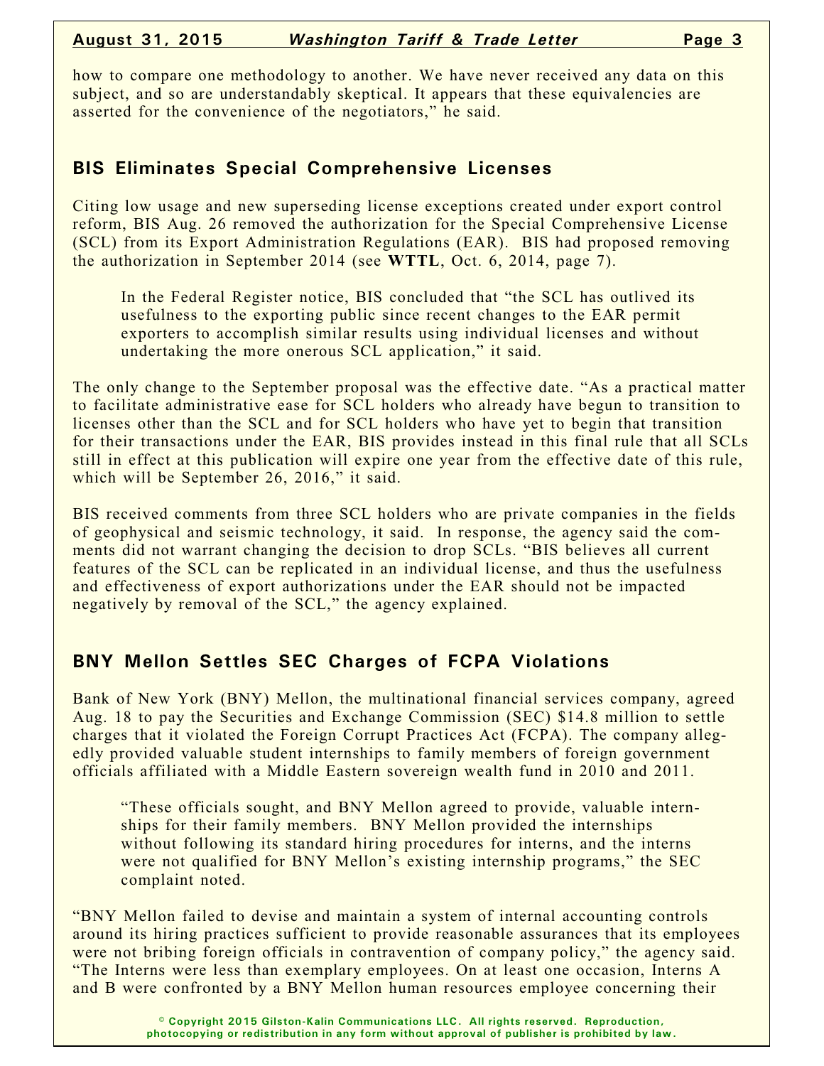how to compare one methodology to another. We have never received any data on this subject, and so are understandably skeptical. It appears that these equivalencies are asserted for the convenience of the negotiators," he said.

## BIS Eliminates Special Comprehensive Licenses

Citing low usage and new superseding license exceptions created under export control reform, BIS Aug. 26 removed the authorization for the Special Comprehensive License (SCL) from its Export Administration Regulations (EAR). BIS had proposed removing the authorization in September 2014 (see **WTTL**, Oct. 6, 2014, page 7).

> In the Federal Register notice, BIS concluded that "the SCL has outlived its usefulness to the exporting public since recent changes to the EAR permit exporters to accomplish similar results using individual licenses and without undertaking the more onerous SCL application," it said.

The only change to the September proposal was the effective date. "As a practical matter to facilitate administrative ease for SCL holders who already have begun to transition to licenses other than the SCL and for SCL holders who have yet to begin that transition for their transactions under the EAR, BIS provides instead in this final rule that all SCLs still in effect at this publication will expire one year from the effective date of this rule, which will be September 26, 2016," it said.

BIS received comments from three SCL holders who are private companies in the fields of geophysical and seismic technology, it said. In response, the agency said the comments did not warrant changing the decision to drop SCLs. "BIS believes all current features of the SCL can be replicated in an individual license, and thus the usefulness and effectiveness of export authorizations under the EAR should not be impacted negatively by removal of the SCL," the agency explained.

## BNY Mellon Settles SEC Charges of FCPA Violations

Bank of New York (BNY) Mellon, the multinational financial services company, agreed Aug. 18 to pay the Securities and Exchange Commission (SEC) $14.8 million to settle charges that it violated the Foreign Corrupt Practices Act (FCPA). The company allegedly provided valuable student internships to family members of foreign government officials affiliated with a Middle Eastern sovereign wealth fund in 2010 and 2011.

> "These officials sought, and BNY Mellon agreed to provide, valuable internships for their family members. BNY Mellon provided the internships without following its standard hiring procedures for interns, and the interns were not qualified for BNY Mellon's existing internship programs," the SEC complaint noted.

"BNY Mellon failed to devise and maintain a system of internal accounting controls around its hiring practices sufficient to provide reasonable assurances that its employees were not bribing foreign officials in contravention of company policy," the agency said. "The Interns were less than exemplary employees. On at least one occasion, Interns A and B were confronted by a BNY Mellon human resources employee concerning their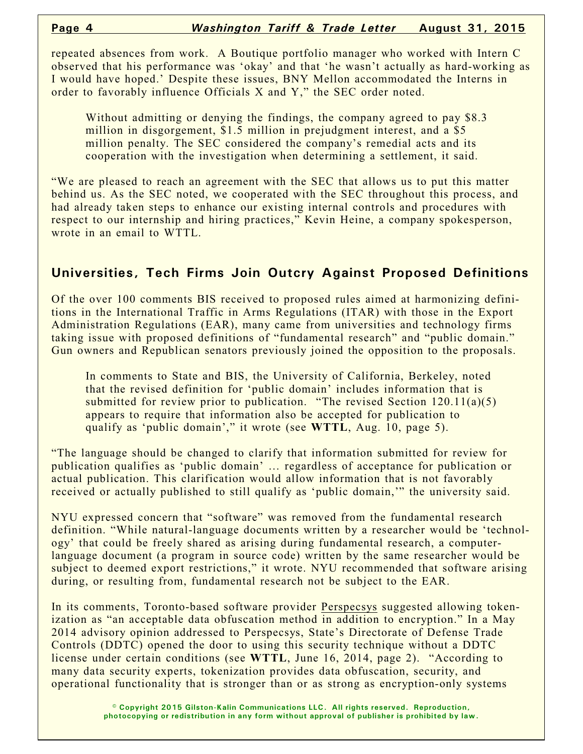repeated absences from work. A Boutique portfolio manager who worked with Intern C observed that his performance was 'okay' and that 'he wasn't actually as hard-working as I would have hoped.' Despite these issues, BNY Mellon accommodated the Interns in order to favorably influence Officials X and Y," the SEC order noted.

Without admitting or denying the findings, the company agreed to pay $8.3 million in disgorgement, $1.5 million in prejudgment interest, and a $5 million penalty. The SEC considered the company's remedial acts and its cooperation with the investigation when determining a settlement, it said.

"We are pleased to reach an agreement with the SEC that allows us to put this matter behind us. As the SEC noted, we cooperated with the SEC throughout this process, and had already taken steps to enhance our existing internal controls and procedures with respect to our internship and hiring practices," Kevin Heine, a company spokesperson, wrote in an email to WTTL.

## Universities, Tech Firms Join Outcry Against Proposed Definitions

Of the over 100 comments BIS received to proposed rules aimed at harmonizing definitions in the International Traffic in Arms Regulations (ITAR) with those in the Export Administration Regulations (EAR), many came from universities and technology firms taking issue with proposed definitions of "fundamental research" and "public domain." Gun owners and Republican senators previously joined the opposition to the proposals.

In comments to State and BIS, the University of California, Berkeley, noted that the revised definition for 'public domain' includes information that is submitted for review prior to publication. "The revised Section 120.11(a)(5) appears to require that information also be accepted for publication to qualify as 'public domain'," it wrote (see **WTTL**, Aug. 10, page 5).

"The language should be changed to clarify that information submitted for review for publication qualifies as 'public domain' … regardless of acceptance for publication or actual publication. This clarification would allow information that is not favorably received or actually published to still qualify as 'public domain,'" the university said.

NYU expressed concern that "software" was removed from the fundamental research definition. "While natural-language documents written by a researcher would be 'technology' that could be freely shared as arising during fundamental research, a computer-language document (a program in source code) written by the same researcher would be subject to deemed export restrictions," it wrote. NYU recommended that software arising during, or resulting from, fundamental research not be subject to the EAR.

In its comments, Toronto-based software provider Perspecsys suggested allowing tokenization as "an acceptable data obfuscation method in addition to encryption." In a May 2014 advisory opinion addressed to Perspecsys, State's Directorate of Defense Trade Controls (DDTC) opened the door to using this security technique without a DDTC license under certain conditions (see **WTTL**, June 16, 2014, page 2). "According to many data security experts, tokenization provides data obfuscation, security, and operational functionality that is stronger than or as strong as encryption-only systems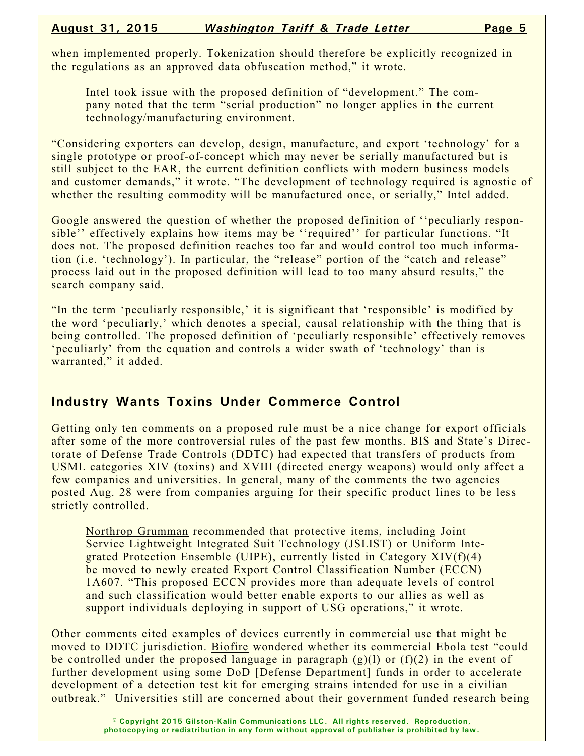when implemented properly. Tokenization should therefore be explicitly recognized in the regulations as an approved data obfuscation method," it wrote.

> Intel took issue with the proposed definition of "development." The company noted that the term "serial production" no longer applies in the current technology/manufacturing environment.

"Considering exporters can develop, design, manufacture, and export 'technology' for a single prototype or proof-of-concept which may never be serially manufactured but is still subject to the EAR, the current definition conflicts with modern business models and customer demands," it wrote. "The development of technology required is agnostic of whether the resulting commodity will be manufactured once, or serially," Intel added.

Google answered the question of whether the proposed definition of ''peculiarly responsible'' effectively explains how items may be ''required'' for particular functions. "It does not. The proposed definition reaches too far and would control too much information (i.e. 'technology'). In particular, the "release" portion of the "catch and release" process laid out in the proposed definition will lead to too many absurd results," the search company said.

"In the term 'peculiarly responsible,' it is significant that 'responsible' is modified by the word 'peculiarly,' which denotes a special, causal relationship with the thing that is being controlled. The proposed definition of 'peculiarly responsible' effectively removes 'peculiarly' from the equation and controls a wider swath of 'technology' than is warranted," it added.

## Industry Wants Toxins Under Commerce Control

Getting only ten comments on a proposed rule must be a nice change for export officials after some of the more controversial rules of the past few months. BIS and State's Directorate of Defense Trade Controls (DDTC) had expected that transfers of products from USML categories XIV (toxins) and XVIII (directed energy weapons) would only affect a few companies and universities. In general, many of the comments the two agencies posted Aug. 28 were from companies arguing for their specific product lines to be less strictly controlled.

> Northrop Grumman recommended that protective items, including Joint Service Lightweight Integrated Suit Technology (JSLIST) or Uniform Integrated Protection Ensemble (UIPE), currently listed in Category XIV(f)(4) be moved to newly created Export Control Classification Number (ECCN) 1A607. "This proposed ECCN provides more than adequate levels of control and such classification would better enable exports to our allies as well as support individuals deploying in support of USG operations," it wrote.

Other comments cited examples of devices currently in commercial use that might be moved to DDTC jurisdiction. Biofire wondered whether its commercial Ebola test "could be controlled under the proposed language in paragraph (g)(l) or (f)(2) in the event of further development using some DoD [Defense Department] funds in order to accelerate development of a detection test kit for emerging strains intended for use in a civilian outbreak." Universities still are concerned about their government funded research being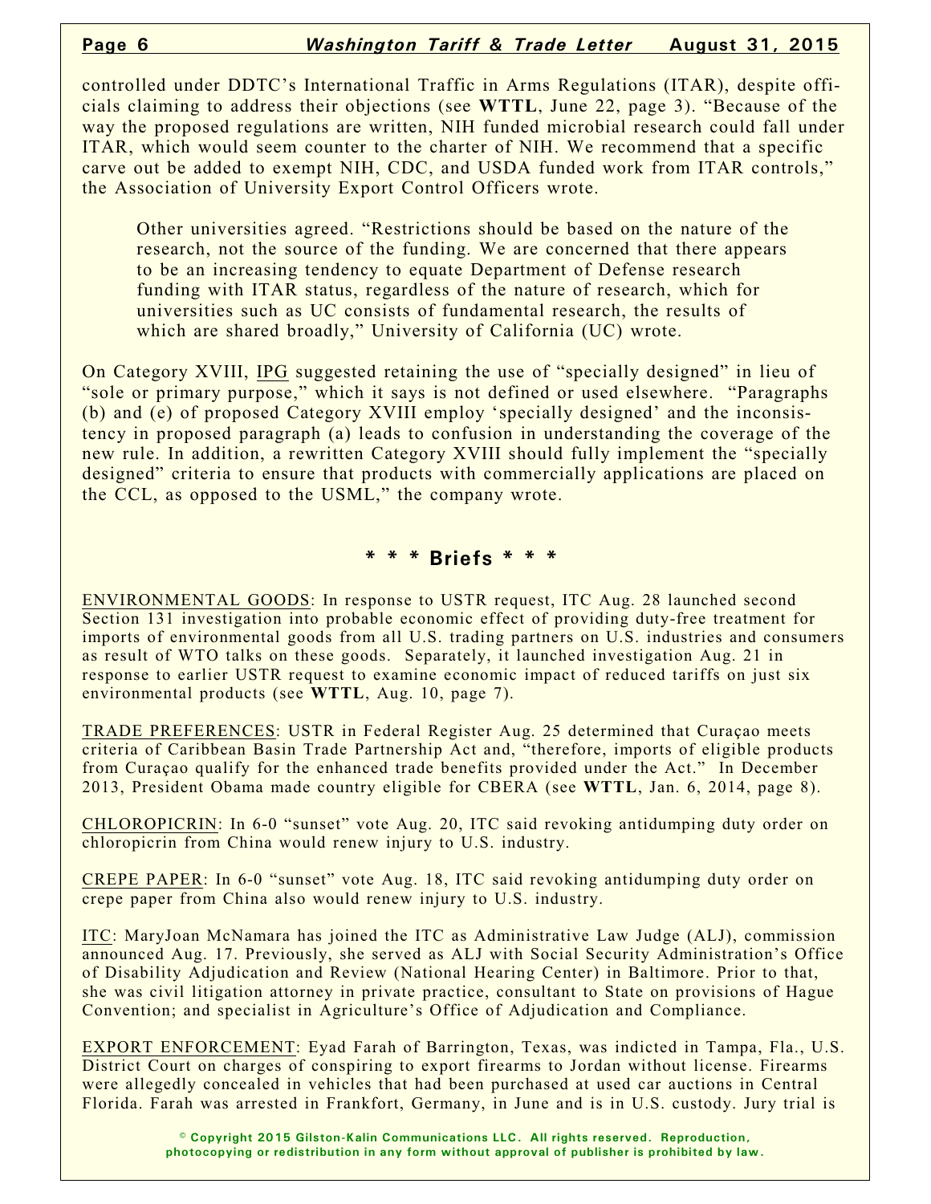controlled under DDTC's International Traffic in Arms Regulations (ITAR), despite officials claiming to address their objections (see **WTTL**, June 22, page 3). "Because of the way the proposed regulations are written, NIH funded microbial research could fall under ITAR, which would seem counter to the charter of NIH. We recommend that a specific carve out be added to exempt NIH, CDC, and USDA funded work from ITAR controls," the Association of University Export Control Officers wrote.

> Other universities agreed. "Restrictions should be based on the nature of the research, not the source of the funding. We are concerned that there appears to be an increasing tendency to equate Department of Defense research funding with ITAR status, regardless of the nature of research, which for universities such as UC consists of fundamental research, the results of which are shared broadly," University of California (UC) wrote.

On Category XVIII, IPG suggested retaining the use of "specially designed" in lieu of "sole or primary purpose," which it says is not defined or used elsewhere. "Paragraphs (b) and (e) of proposed Category XVIII employ 'specially designed' and the inconsistency in proposed paragraph (a) leads to confusion in understanding the coverage of the new rule. In addition, a rewritten Category XVIII should fully implement the "specially designed" criteria to ensure that products with commercially applications are placed on the CCL, as opposed to the USML," the company wrote.

## * * * Briefs * * *

ENVIRONMENTAL GOODS: In response to USTR request, ITC Aug. 28 launched second Section 131 investigation into probable economic effect of providing duty-free treatment for imports of environmental goods from all U.S. trading partners on U.S. industries and consumers as result of WTO talks on these goods. Separately, it launched investigation Aug. 21 in response to earlier USTR request to examine economic impact of reduced tariffs on just six environmental products (see **WTTL**, Aug. 10, page 7).

TRADE PREFERENCES: USTR in Federal Register Aug. 25 determined that Curaçao meets criteria of Caribbean Basin Trade Partnership Act and, "therefore, imports of eligible products from Curaçao qualify for the enhanced trade benefits provided under the Act." In December 2013, President Obama made country eligible for CBERA (see **WTTL**, Jan. 6, 2014, page 8).

CHLOROPICRIN: In 6-0 "sunset" vote Aug. 20, ITC said revoking antidumping duty order on chloropicrin from China would renew injury to U.S. industry.

CREPE PAPER: In 6-0 "sunset" vote Aug. 18, ITC said revoking antidumping duty order on crepe paper from China also would renew injury to U.S. industry.

ITC: MaryJoan McNamara has joined the ITC as Administrative Law Judge (ALJ), commission announced Aug. 17. Previously, she served as ALJ with Social Security Administration's Office of Disability Adjudication and Review (National Hearing Center) in Baltimore. Prior to that, she was civil litigation attorney in private practice, consultant to State on provisions of Hague Convention; and specialist in Agriculture's Office of Adjudication and Compliance.

EXPORT ENFORCEMENT: Eyad Farah of Barrington, Texas, was indicted in Tampa, Fla., U.S. District Court on charges of conspiring to export firearms to Jordan without license. Firearms were allegedly concealed in vehicles that had been purchased at used car auctions in Central Florida. Farah was arrested in Frankfort, Germany, in June and is in U.S. custody. Jury trial is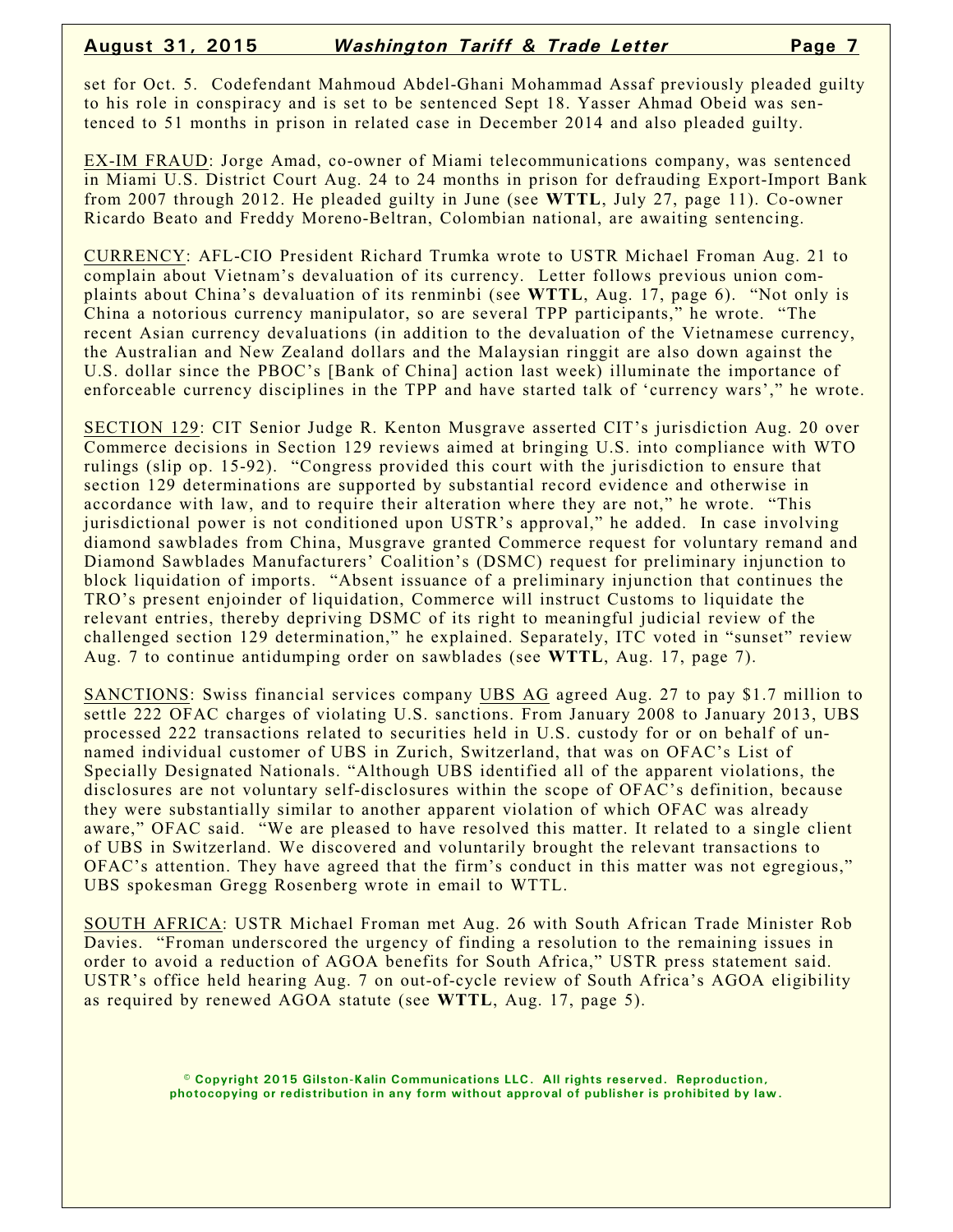set for Oct. 5. Codefendant Mahmoud Abdel-Ghani Mohammad Assaf previously pleaded guilty to his role in conspiracy and is set to be sentenced Sept 18. Yasser Ahmad Obeid was sentenced to 51 months in prison in related case in December 2014 and also pleaded guilty.

EX-IM FRAUD: Jorge Amad, co-owner of Miami telecommunications company, was sentenced in Miami U.S. District Court Aug. 24 to 24 months in prison for defrauding Export-Import Bank from 2007 through 2012. He pleaded guilty in June (see **WTTL**, July 27, page 11). Co-owner Ricardo Beato and Freddy Moreno-Beltran, Colombian national, are awaiting sentencing.

CURRENCY: AFL-CIO President Richard Trumka wrote to USTR Michael Froman Aug. 21 to complain about Vietnam's devaluation of its currency. Letter follows previous union complaints about China's devaluation of its renminbi (see **WTTL**, Aug. 17, page 6). "Not only is China a notorious currency manipulator, so are several TPP participants," he wrote. "The recent Asian currency devaluations (in addition to the devaluation of the Vietnamese currency, the Australian and New Zealand dollars and the Malaysian ringgit are also down against the U.S. dollar since the PBOC's [Bank of China] action last week) illuminate the importance of enforceable currency disciplines in the TPP and have started talk of 'currency wars'," he wrote.

SECTION 129: CIT Senior Judge R. Kenton Musgrave asserted CIT's jurisdiction Aug. 20 over Commerce decisions in Section 129 reviews aimed at bringing U.S. into compliance with WTO rulings (slip op. 15-92). "Congress provided this court with the jurisdiction to ensure that section 129 determinations are supported by substantial record evidence and otherwise in accordance with law, and to require their alteration where they are not," he wrote. "This jurisdictional power is not conditioned upon USTR's approval," he added. In case involving diamond sawblades from China, Musgrave granted Commerce request for voluntary remand and Diamond Sawblades Manufacturers' Coalition's (DSMC) request for preliminary injunction to block liquidation of imports. "Absent issuance of a preliminary injunction that continues the TRO's present enjoinder of liquidation, Commerce will instruct Customs to liquidate the relevant entries, thereby depriving DSMC of its right to meaningful judicial review of the challenged section 129 determination," he explained. Separately, ITC voted in "sunset" review Aug. 7 to continue antidumping order on sawblades (see **WTTL**, Aug. 17, page 7).

SANCTIONS: Swiss financial services company UBS AG agreed Aug. 27 to pay $1.7 million to settle 222 OFAC charges of violating U.S. sanctions. From January 2008 to January 2013, UBS processed 222 transactions related to securities held in U.S. custody for or on behalf of unnamed individual customer of UBS in Zurich, Switzerland, that was on OFAC's List of Specially Designated Nationals. "Although UBS identified all of the apparent violations, the disclosures are not voluntary self-disclosures within the scope of OFAC's definition, because they were substantially similar to another apparent violation of which OFAC was already aware," OFAC said. "We are pleased to have resolved this matter. It related to a single client of UBS in Switzerland. We discovered and voluntarily brought the relevant transactions to OFAC's attention. They have agreed that the firm's conduct in this matter was not egregious," UBS spokesman Gregg Rosenberg wrote in email to WTTL.

SOUTH AFRICA: USTR Michael Froman met Aug. 26 with South African Trade Minister Rob Davies. "Froman underscored the urgency of finding a resolution to the remaining issues in order to avoid a reduction of AGOA benefits for South Africa," USTR press statement said. USTR's office held hearing Aug. 7 on out-of-cycle review of South Africa's AGOA eligibility as required by renewed AGOA statute (see **WTTL**, Aug. 17, page 5).

**© Copyright 2015 Gilston-Kalin Communications LLC. All rights reserved. Reproduction, photocopying or redistribution in any form without approval of publisher is prohibited by law.**